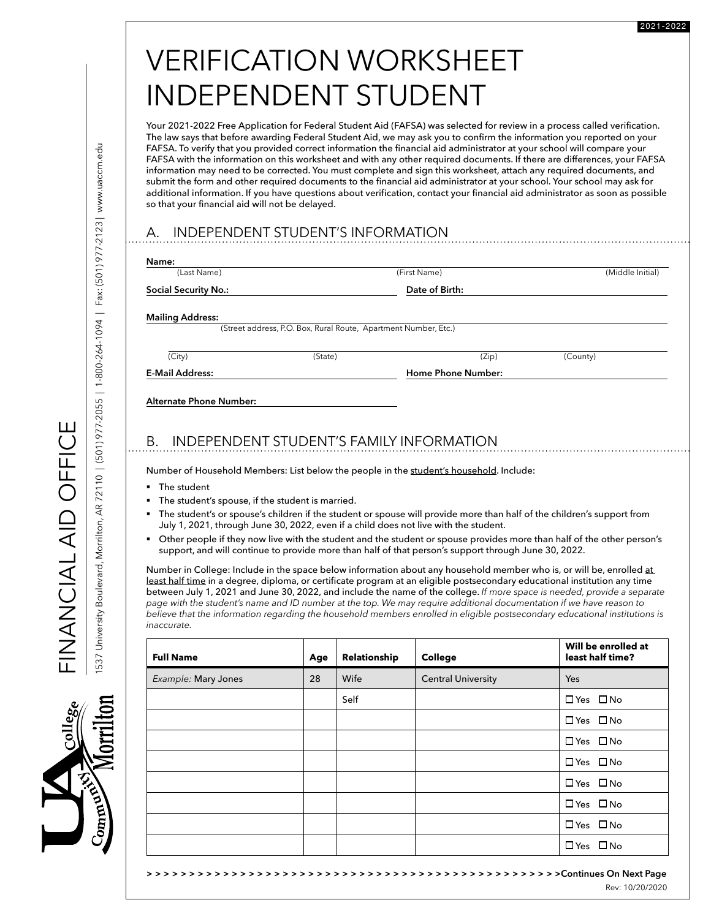2021-2022

# VERIFICATION WORKSHEET INDEPENDENT STUDENT

Your 2021-2022 Free Application for Federal Student Aid (FAFSA) was selected for review in a process called verification. The law says that before awarding Federal Student Aid, we may ask you to confirm the information you reported on your FAFSA. To verify that you provided correct information the financial aid administrator at your school will compare your FAFSA with the information on this worksheet and with any other required documents. If there are differences, your FAFSA information may need to be corrected. You must complete and sign this worksheet, attach any required documents, and submit the form and other required documents to the financial aid administrator at your school. Your school may ask for additional information. If you have questions about verification, contact your financial aid administrator as soon as possible so that your financial aid will not be delayed.

## A. INDEPENDENT STUDENT'S INFORMATION

**Name:** ______________________________
(Last Name) (First Name) (Middle Initial)

**Social Security No.:** ______________________ **Date of Birth:** ______________________

**Mailing Address:** ______________________________
(Street address, P.O. Box, Rural Route, Apartment Number, Etc.)

______________________________
(City) (State) (Zip) (County)

**E-Mail Address:** ______________________ **Home Phone Number:** ______________________

**Alternate Phone Number:** ______________________

## B. INDEPENDENT STUDENT'S FAMILY INFORMATION

Number of Household Members: List below the people in the student's household. Include:

- The student
- The student's spouse, if the student is married.
- The student's or spouse's children if the student or spouse will provide more than half of the children's support from July 1, 2021, through June 30, 2022, even if a child does not live with the student.
- Other people if they now live with the student and the student or spouse provides more than half of the other person's support, and will continue to provide more than half of that person's support through June 30, 2022.

Number in College: Include in the space below information about any household member who is, or will be, enrolled at least half time in a degree, diploma, or certificate program at an eligible postsecondary educational institution any time between July 1, 2021 and June 30, 2022, and include the name of the college. *If more space is needed, provide a separate page with the student's name and ID number at the top. We may require additional documentation if we have reason to believe that the information regarding the household members enrolled in eligible postsecondary educational institutions is inaccurate.*

| Full Name | Age | Relationship | College | Will be enrolled at least half time? |
|---|---|---|---|---|
| *Example:* Mary Jones | 28 | Wife | Central University | Yes |
| | | Self | | ☐ Yes ☐ No |
| | | | | ☐ Yes ☐ No |
| | | | | ☐ Yes ☐ No |
| | | | | ☐ Yes ☐ No |
| | | | | ☐ Yes ☐ No |
| | | | | ☐ Yes ☐ No |
| | | | | ☐ Yes ☐ No |
| | | | | ☐ Yes ☐ No |

> > > > > > > > > > > > > > > > > > > > > > > > > > > > > > > > > > > > > > > > > > > > > > > > > Continues On Next Page

Rev: 10/20/2020

FINANCIAL AID OFFICE

1537 University Boulevard, Morrilton, AR 72110 | (501) 977-2055 | 1-800-264-1094 | Fax: (501) 977-2123 | www.uaccm.edu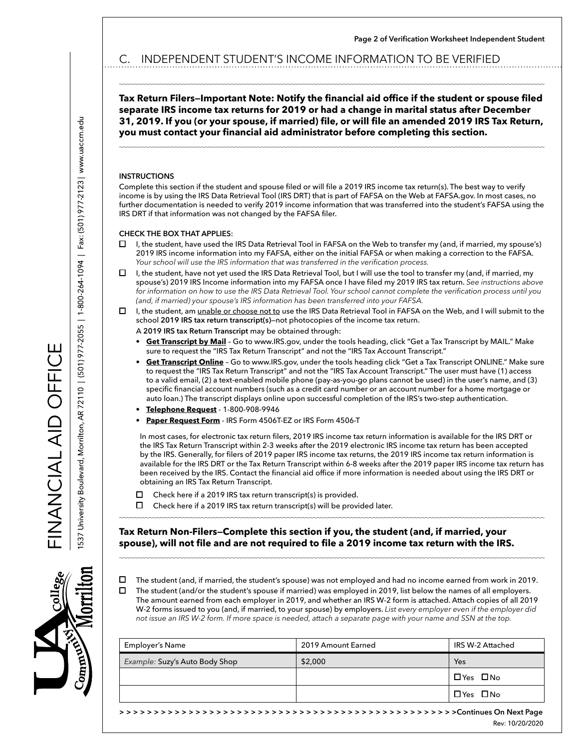## C. INDEPENDENT STUDENT'S INCOME INFORMATION TO BE VERIFIED

**Tax Return Filers—Important Note: Notify the financial aid office if the student or spouse filed separate IRS income tax returns for 2019 or had a change in marital status after December 31, 2019. If you (or your spouse, if married) file, or will file an amended 2019 IRS Tax Return, you must contact your financial aid administrator before completing this section.**

**INSTRUCTIONS**

Complete this section if the student and spouse filed or will file a 2019 IRS income tax return(s). The best way to verify income is by using the IRS Data Retrieval Tool (IRS DRT) that is part of FAFSA on the Web at FAFSA.gov. In most cases, no further documentation is needed to verify 2019 income information that was transferred into the student's FAFSA using the IRS DRT if that information was not changed by the FAFSA filer.

**CHECK THE BOX THAT APPLIES**:

- ☐ I, the student, have used the IRS Data Retrieval Tool in FAFSA on the Web to transfer my (and, if married, my spouse's) 2019 IRS income information into my FAFSA, either on the initial FAFSA or when making a correction to the FAFSA. *Your school will use the IRS information that was transferred in the verification process.*
- ☐ I, the student, have not yet used the IRS Data Retrieval Tool, but I will use the tool to transfer my (and, if married, my spouse's) 2019 IRS Income information into my FAFSA once I have filed my 2019 IRS tax return. *See instructions above for information on how to use the IRS Data Retrieval Tool. Your school cannot complete the verification process until you (and, if married) your spouse's IRS information has been transferred into your FAFSA.*
- ☐ I, the student, am unable or choose not to use the IRS Data Retrieval Tool in FAFSA on the Web, and I will submit to the school **2019 IRS tax return transcript(s)**—not photocopies of the income tax return.

  A **2019 IRS tax Return Transcript** may be obtained through:

  - **Get Transcript by Mail** – Go to www.IRS.gov, under the tools heading, click "Get a Tax Transcript by MAIL." Make sure to request the "IRS Tax Return Transcript" and not the "IRS Tax Account Transcript."
  - **Get Transcript Online** – Go to www.IRS.gov, under the tools heading click "Get a Tax Transcript ONLINE." Make sure to request the "IRS Tax Return Transcript" and not the "IRS Tax Account Transcript." The user must have (1) access to a valid email, (2) a text-enabled mobile phone (pay-as-you-go plans cannot be used) in the user's name, and (3) specific financial account numbers (such as a credit card number or an account number for a home mortgage or auto loan.) The transcript displays online upon successful completion of the IRS's two-step authentication.
  - **Telephone Request** - 1-800-908-9946
  - **Paper Request Form** - IRS Form 4506T-EZ or IRS Form 4506-T

  In most cases, for electronic tax return filers, 2019 IRS income tax return information is available for the IRS DRT or the IRS Tax Return Transcript within 2-3 weeks after the 2019 electronic IRS income tax return has been accepted by the IRS. Generally, for filers of 2019 paper IRS income tax returns, the 2019 IRS income tax return information is available for the IRS DRT or the Tax Return Transcript within 6-8 weeks after the 2019 paper IRS income tax return has been received by the IRS. Contact the financial aid office if more information is needed about using the IRS DRT or obtaining an IRS Tax Return Transcript.

  - ☐ Check here if a 2019 IRS tax return transcript(s) is provided.
  - ☐ Check here if a 2019 IRS tax return transcript(s) will be provided later.

**Tax Return Non-Filers—Complete this section if you, the student (and, if married, your spouse), will not file and are not required to file a 2019 income tax return with the IRS.**

- ☐ The student (and, if married, the student's spouse) was not employed and had no income earned from work in 2019.
- ☐ The student (and/or the student's spouse if married) was employed in 2019, list below the names of all employers. The amount earned from each employer in 2019, and whether an IRS W-2 form is attached. Attach copies of all 2019 W-2 forms issued to you (and, if married, to your spouse) by employers. *List every employer even if the employer did not issue an IRS W-2 form. If more space is needed, attach a separate page with your name and SSN at the top.*

| Employer's Name | 2019 Amount Earned | IRS W-2 Attached |
|---|---|---|
| *Example:* Suzy's Auto Body Shop | $2,000 | Yes |
| | | ☐Yes ☐No |
| | | ☐Yes ☐No |

**Continues On Next Page**

Rev: 10/20/2020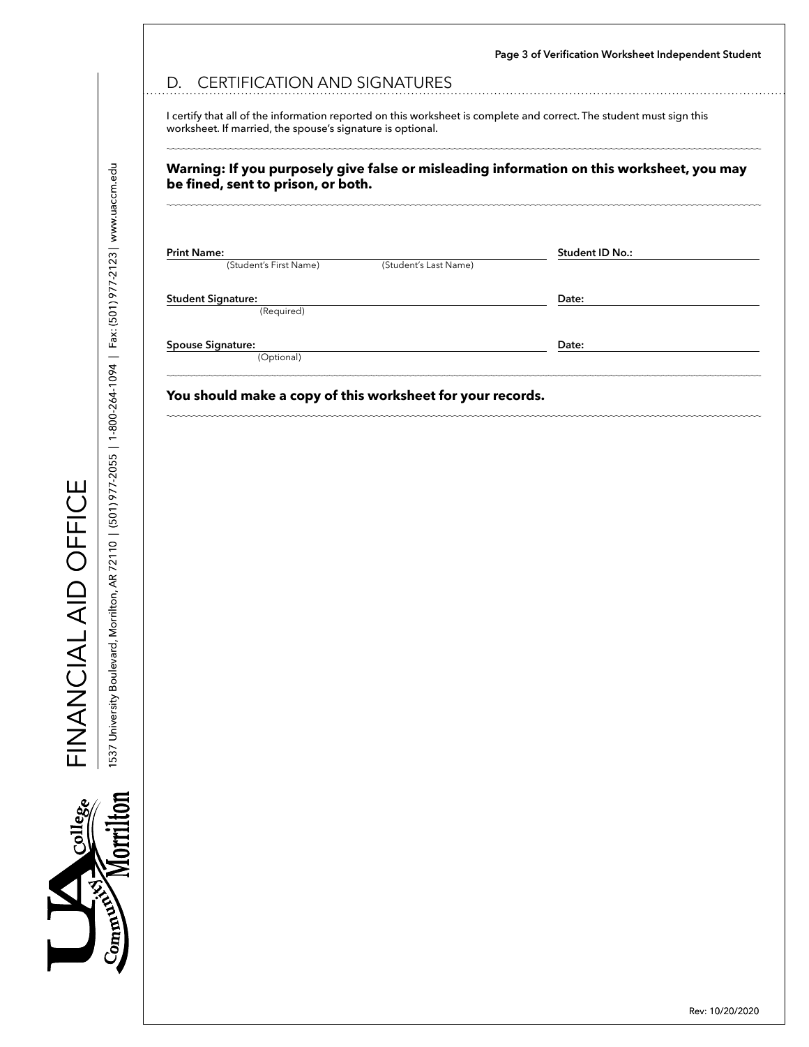## D. CERTIFICATION AND SIGNATURES

I certify that all of the information reported on this worksheet is complete and correct. The student must sign this worksheet. If married, the spouse's signature is optional.

**Warning: If you purposely give false or misleading information on this worksheet, you may be fined, sent to prison, or both.**

**Print Name:** ______________________________ **Student ID No.:** ____________________
(Student's First Name) (Student's Last Name)

**Student Signature:** ______________________________ **Date:** ____________________
(Required)

**Spouse Signature:** ______________________________ **Date:** ____________________
(Optional)

**You should make a copy of this worksheet for your records.**

FINANCIAL AID OFFICE

1537 University Boulevard, Morrilton, AR 72110 | (501) 977-2055 | 1-800-264-1094 | Fax: (501) 977-2123| www.uaccm.edu

Rev: 10/20/2020